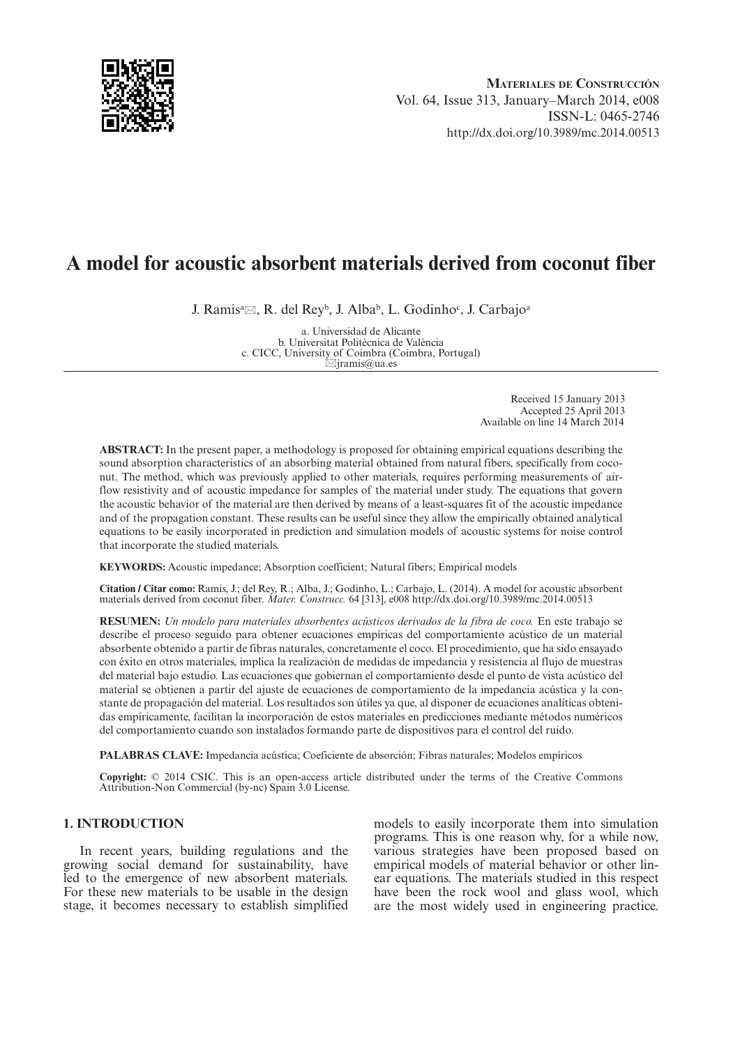**Materiales de Construcción**
Vol. 64, Issue 313, January–March 2014, e008
ISSN-L: 0465-2746
http://dx.doi.org/10.3989/mc.2014.00513

# A model for acoustic absorbent materials derived from coconut fiber

J. Ramis[a]✉, R. del Rey[b], J. Alba[b], L. Godinho[c], J. Carbajo[a]

a. Universidad de Alicante
b. Universitat Politècnica de València
c. CICC, University of Coimbra (Coimbra, Portugal)
✉jramis@ua.es

Received 15 January 2013
Accepted 25 April 2013
Available on line 14 March 2014

**ABSTRACT:** In the present paper, a methodology is proposed for obtaining empirical equations describing the sound absorption characteristics of an absorbing material obtained from natural fibers, specifically from coconut. The method, which was previously applied to other materials, requires performing measurements of airflow resistivity and of acoustic impedance for samples of the material under study. The equations that govern the acoustic behavior of the material are then derived by means of a least-squares fit of the acoustic impedance and of the propagation constant. These results can be useful since they allow the empirically obtained analytical equations to be easily incorporated in prediction and simulation models of acoustic systems for noise control that incorporate the studied materials.

**KEYWORDS:** Acoustic impedance; Absorption coefficient; Natural fibers; Empirical models

**Citation / Citar como:** Ramis, J.; del Rey, R.; Alba, J.; Godinho, L.; Carbajo, L. (2014). A model for acoustic absorbent materials derived from coconut fiber. *Mater. Construcc.* 64 [313], e008 http://dx.doi.org/10.3989/mc.2014.00513

**RESUMEN:** *Un modelo para materiales absorbentes acústicos derivados de la fibra de coco.* En este trabajo se describe el proceso seguido para obtener ecuaciones empíricas del comportamiento acústico de un material absorbente obtenido a partir de fibras naturales, concretamente el coco. El procedimiento, que ha sido ensayado con éxito en otros materiales, implica la realización de medidas de impedancia y resistencia al flujo de muestras del material bajo estudio. Las ecuaciones que gobiernan el comportamiento desde el punto de vista acústico del material se obtienen a partir del ajuste de ecuaciones de comportamiento de la impedancia acústica y la constante de propagación del material. Los resultados son útiles ya que, al disponer de ecuaciones analíticas obtenidas empíricamente, facilitan la incorporación de estos materiales en predicciones mediante métodos numéricos del comportamiento cuando son instalados formando parte de dispositivos para el control del ruido.

**PALABRAS CLAVE:** Impedancia acústica; Coeficiente de absorción; Fibras naturales; Modelos empíricos

**Copyright:** © 2014 CSIC. This is an open-access article distributed under the terms of the Creative Commons Attribution-Non Commercial (by-nc) Spain 3.0 License.

## 1. INTRODUCTION

In recent years, building regulations and the growing social demand for sustainability, have led to the emergence of new absorbent materials. For these new materials to be usable in the design stage, it becomes necessary to establish simplified models to easily incorporate them into simulation programs. This is one reason why, for a while now, various strategies have been proposed based on empirical models of material behavior or other linear equations. The materials studied in this respect have been the rock wool and glass wool, which are the most widely used in engineering practice.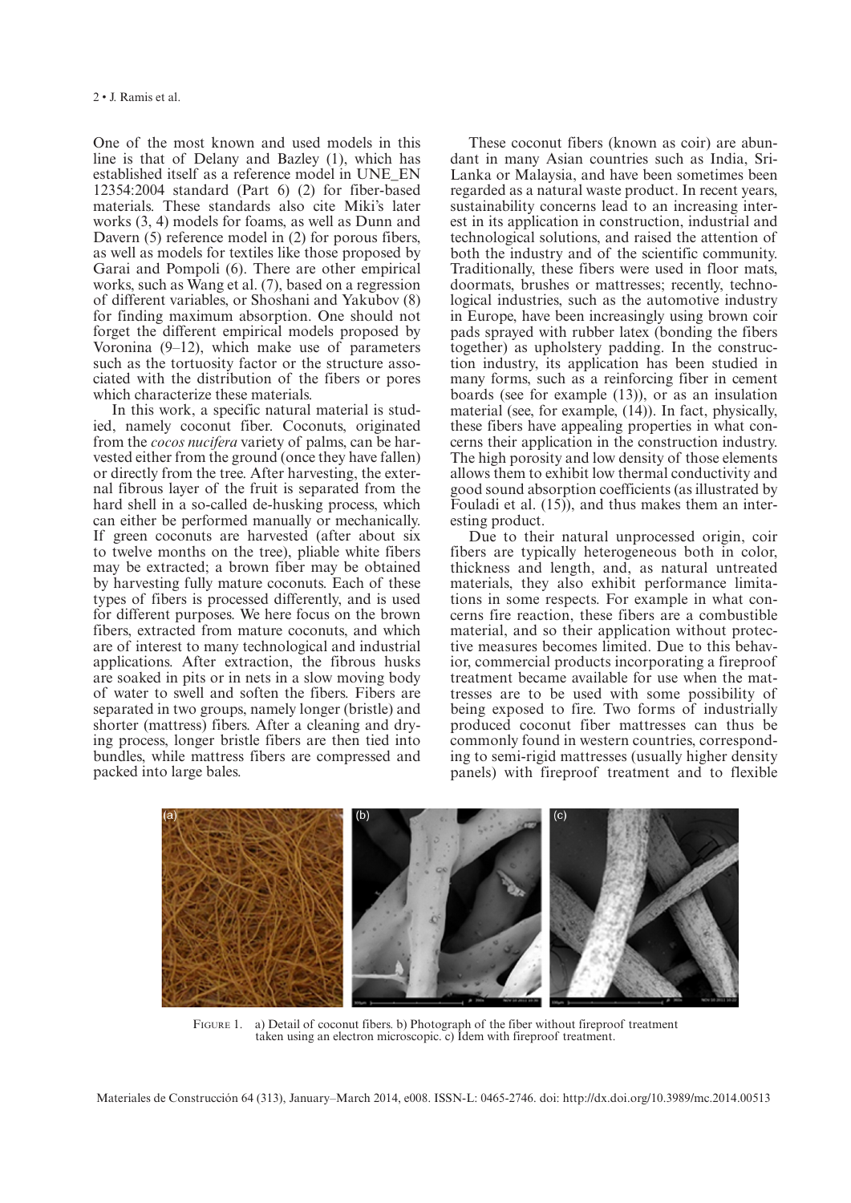One of the most known and used models in this line is that of Delany and Bazley (1), which has established itself as a reference model in UNE_EN 12354:2004 standard (Part 6) (2) for fiber-based materials. These standards also cite Miki's later works (3, 4) models for foams, as well as Dunn and Davern (5) reference model in (2) for porous fibers, as well as models for textiles like those proposed by Garai and Pompoli (6). There are other empirical works, such as Wang et al. (7), based on a regression of different variables, or Shoshani and Yakubov (8) for finding maximum absorption. One should not forget the different empirical models proposed by Voronina (9–12), which make use of parameters such as the tortuosity factor or the structure associated with the distribution of the fibers or pores which characterize these materials.

In this work, a specific natural material is studied, namely coconut fiber. Coconuts, originated from the *cocos nucifera* variety of palms, can be harvested either from the ground (once they have fallen) or directly from the tree. After harvesting, the external fibrous layer of the fruit is separated from the hard shell in a so-called de-husking process, which can either be performed manually or mechanically. If green coconuts are harvested (after about six to twelve months on the tree), pliable white fibers may be extracted; a brown fiber may be obtained by harvesting fully mature coconuts. Each of these types of fibers is processed differently, and is used for different purposes. We here focus on the brown fibers, extracted from mature coconuts, and which are of interest to many technological and industrial applications. After extraction, the fibrous husks are soaked in pits or in nets in a slow moving body of water to swell and soften the fibers. Fibers are separated in two groups, namely longer (bristle) and shorter (mattress) fibers. After a cleaning and drying process, longer bristle fibers are then tied into bundles, while mattress fibers are compressed and packed into large bales.

These coconut fibers (known as coir) are abundant in many Asian countries such as India, Sri-Lanka or Malaysia, and have been sometimes been regarded as a natural waste product. In recent years, sustainability concerns lead to an increasing interest in its application in construction, industrial and technological solutions, and raised the attention of both the industry and of the scientific community. Traditionally, these fibers were used in floor mats, doormats, brushes or mattresses; recently, technological industries, such as the automotive industry in Europe, have been increasingly using brown coir pads sprayed with rubber latex (bonding the fibers together) as upholstery padding. In the construction industry, its application has been studied in many forms, such as a reinforcing fiber in cement boards (see for example (13)), or as an insulation material (see, for example, (14)). In fact, physically, these fibers have appealing properties in what concerns their application in the construction industry. The high porosity and low density of those elements allows them to exhibit low thermal conductivity and good sound absorption coefficients (as illustrated by Fouladi et al. (15)), and thus makes them an interesting product.

Due to their natural unprocessed origin, coir fibers are typically heterogeneous both in color, thickness and length, and, as natural untreated materials, they also exhibit performance limitations in some respects. For example in what concerns fire reaction, these fibers are a combustible material, and so their application without protective measures becomes limited. Due to this behavior, commercial products incorporating a fireproof treatment became available for use when the mattresses are to be used with some possibility of being exposed to fire. Two forms of industrially produced coconut fiber mattresses can thus be commonly found in western countries, corresponding to semi-rigid mattresses (usually higher density panels) with fireproof treatment and to flexible

Figure 1. a) Detail of coconut fibers. b) Photograph of the fiber without fireproof treatment taken using an electron microscopic. c) Idem with fireproof treatment.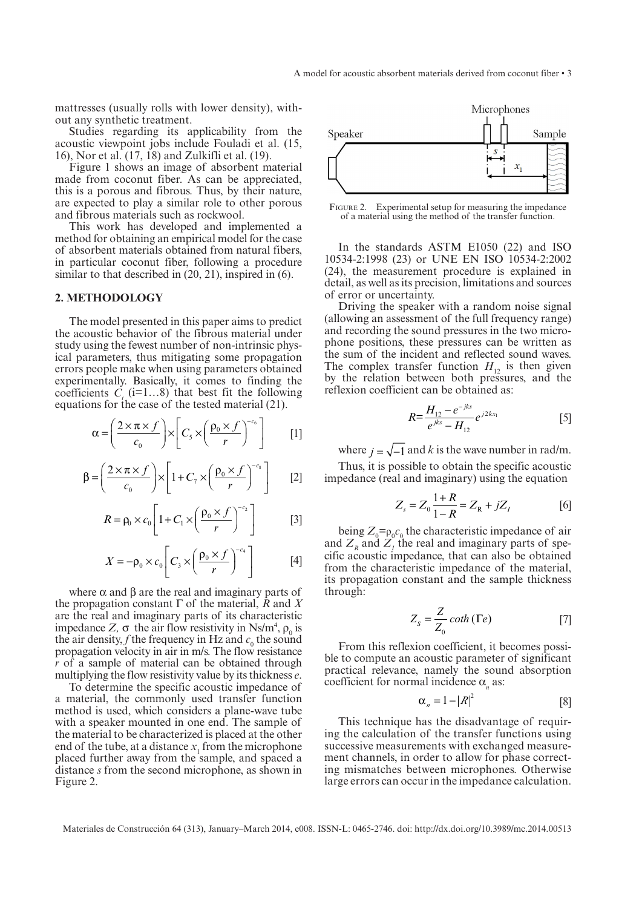mattresses (usually rolls with lower density), without any synthetic treatment.

Studies regarding its applicability from the acoustic viewpoint jobs include Fouladi et al. (15, 16), Nor et al. (17, 18) and Zulkifli et al. (19).

Figure 1 shows an image of absorbent material made from coconut fiber. As can be appreciated, this is a porous and fibrous. Thus, by their nature, are expected to play a similar role to other porous and fibrous materials such as rockwool.

This work has developed and implemented a method for obtaining an empirical model for the case of absorbent materials obtained from natural fibers, in particular coconut fiber, following a procedure similar to that described in (20, 21), inspired in (6).

## 2. METHODOLOGY

The model presented in this paper aims to predict the acoustic behavior of the fibrous material under study using the fewest number of non-intrinsic physical parameters, thus mitigating some propagation errors people make when using parameters obtained experimentally. Basically, it comes to finding the coefficients $C_i$ (i=1…8) that best fit the following equations for the case of the tested material (21).

$$\alpha = \left(\frac{2 \times \pi \times f}{c_0}\right) \times \left[C_5 \times \left(\frac{\rho_0 \times f}{r}\right)^{-c_6}\right] \quad [1]$$

$$\beta = \left(\frac{2 \times \pi \times f}{c_0}\right) \times \left[1 + C_7 \times \left(\frac{\rho_0 \times f}{r}\right)^{-c_8}\right] \quad [2]$$

$$R = \rho_0 \times c_0 \left[1 + C_1 \times \left(\frac{\rho_0 \times f}{r}\right)^{-c_2}\right] \quad [3]$$

$$X = -\rho_0 \times c_0 \left[C_3 \times \left(\frac{\rho_0 \times f}{r}\right)^{-c_4}\right] \quad [4]$$

where $\alpha$ and $\beta$ are the real and imaginary parts of the propagation constant $\Gamma$ of the material, $R$ and $X$ are the real and imaginary parts of its characteristic impedance $Z$, $\sigma$ the air flow resistivity in Ns/m$^4$, $\rho_0$ is the air density, $f$ the frequency in Hz and $c_0$ the sound propagation velocity in air in m/s. The flow resistance $r$ of a sample of material can be obtained through multiplying the flow resistivity value by its thickness $e$.

To determine the specific acoustic impedance of a material, the commonly used transfer function method is used, which considers a plane-wave tube with a speaker mounted in one end. The sample of the material to be characterized is placed at the other end of the tube, at a distance $x_1$ from the microphone placed further away from the sample, and spaced a distance $s$ from the second microphone, as shown in Figure 2.

FIGURE 2. Experimental setup for measuring the impedance of a material using the method of the transfer function.

In the standards ASTM E1050 (22) and ISO 10534-2:1998 (23) or UNE EN ISO 10534-2:2002 (24), the measurement procedure is explained in detail, as well as its precision, limitations and sources of error or uncertainty.

Driving the speaker with a random noise signal (allowing an assessment of the full frequency range) and recording the sound pressures in the two microphone positions, these pressures can be written as the sum of the incident and reflected sound waves. The complex transfer function $H_{12}$ is then given by the relation between both pressures, and the reflexion coefficient can be obtained as:

$$R = \frac{H_{12} - e^{-jks}}{e^{jks} - H_{12}} e^{j2kx_1} \quad [5]$$

where $j = \sqrt{-1}$ and $k$ is the wave number in rad/m.

Thus, it is possible to obtain the specific acoustic impedance (real and imaginary) using the equation

$$Z_s = Z_0 \frac{1+R}{1-R} = Z_R + jZ_I \quad [6]$$

being $Z_0 = \rho_0 c_0$ the characteristic impedance of air and $Z_R$ and $Z_I$ the real and imaginary parts of specific acoustic impedance, that can also be obtained from the characteristic impedance of the material, its propagation constant and the sample thickness through:

$$Z_S = \frac{Z}{Z_0} \coth(\Gamma e) \quad [7]$$

From this reflexion coefficient, it becomes possible to compute an acoustic parameter of significant practical relevance, namely the sound absorption coefficient for normal incidence $\alpha_n$ as:

$$\alpha_n = 1 - |R|^2 \quad [8]$$

This technique has the disadvantage of requiring the calculation of the transfer functions using successive measurements with exchanged measurement channels, in order to allow for phase correcting mismatches between microphones. Otherwise large errors can occur in the impedance calculation.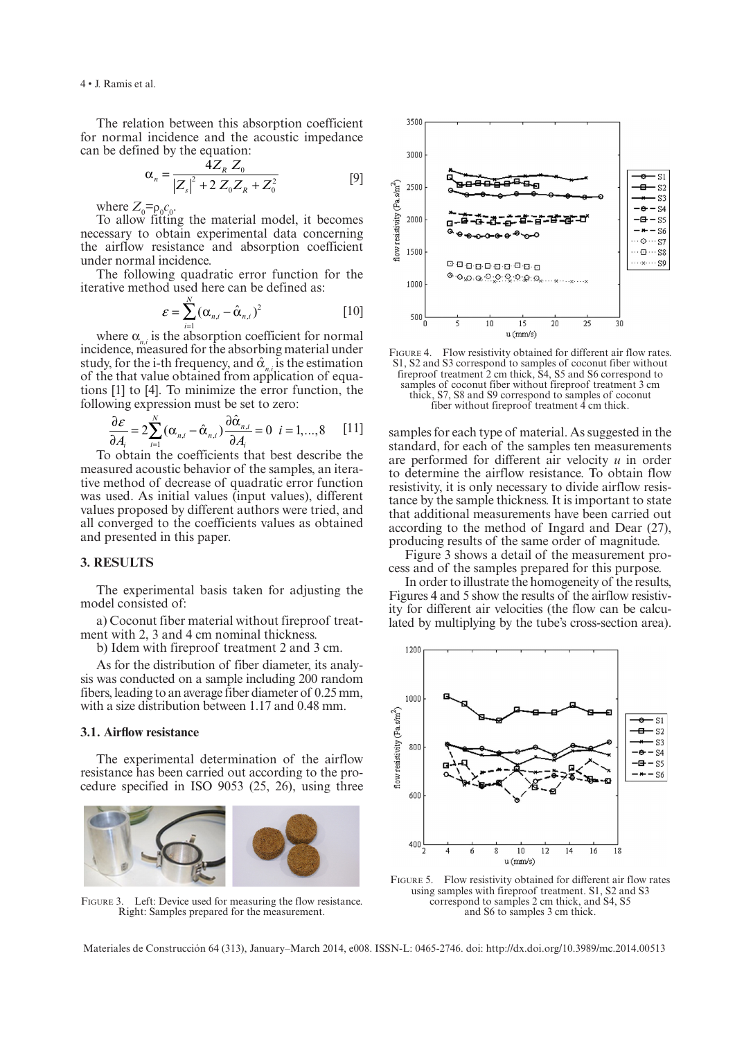The relation between this absorption coefficient for normal incidence and the acoustic impedance can be defined by the equation:

$$\alpha_n = \frac{4Z_R\ Z_0}{|Z_s|^2 + 2\ Z_0 Z_R + Z_0^2} \qquad [9]$$

where $Z_0=\rho_0 c_0$.

To allow fitting the material model, it becomes necessary to obtain experimental data concerning the airflow resistance and absorption coefficient under normal incidence.

The following quadratic error function for the iterative method used here can be defined as:

$$\varepsilon = \sum_{i=1}^{N} (\alpha_{n,i} - \hat{\alpha}_{n,i})^2 \qquad [10]$$

where $\alpha_{n,i}$ is the absorption coefficient for normal incidence, measured for the absorbing material under study, for the i-th frequency, and $\hat{\alpha}_{n,i}$ is the estimation of the that value obtained from application of equations [1] to [4]. To minimize the error function, the following expression must be set to zero:

$$\frac{\partial \varepsilon}{\partial A_i} = 2\sum_{i=1}^{N} (\alpha_{n,i} - \hat{\alpha}_{n,i}) \frac{\partial \hat{\alpha}_{n,i}}{\partial A_i} = 0 \quad i = 1,...,8 \qquad [11]$$

To obtain the coefficients that best describe the measured acoustic behavior of the samples, an iterative method of decrease of quadratic error function was used. As initial values (input values), different values proposed by different authors were tried, and all converged to the coefficients values as obtained and presented in this paper.

## 3. RESULTS

The experimental basis taken for adjusting the model consisted of:

a) Coconut fiber material without fireproof treatment with 2, 3 and 4 cm nominal thickness.

b) Idem with fireproof treatment 2 and 3 cm.

As for the distribution of fiber diameter, its analysis was conducted on a sample including 200 random fibers, leading to an average fiber diameter of 0.25 mm, with a size distribution between 1.17 and 0.48 mm.

### 3.1. Airflow resistance

The experimental determination of the airflow resistance has been carried out according to the procedure specified in ISO 9053 (25, 26), using three samples for each type of material. As suggested in the standard, for each of the samples ten measurements are performed for different air velocity $u$ in order to determine the airflow resistance. To obtain flow resistivity, it is only necessary to divide airflow resistance by the sample thickness. It is important to state that additional measurements have been carried out according to the method of Ingard and Dear (27), producing results of the same order of magnitude.

Figure 3 shows a detail of the measurement process and of the samples prepared for this purpose.

In order to illustrate the homogeneity of the results, Figures 4 and 5 show the results of the airflow resistivity for different air velocities (the flow can be calculated by multiplying by the tube's cross-section area).

FIGURE 3. Left: Device used for measuring the flow resistance. Right: Samples prepared for the measurement.

FIGURE 4. Flow resistivity obtained for different air flow rates. S1, S2 and S3 correspond to samples of coconut fiber without fireproof treatment 2 cm thick, S4, S5 and S6 correspond to samples of coconut fiber without fireproof treatment 3 cm thick, S7, S8 and S9 correspond to samples of coconut fiber without fireproof treatment 4 cm thick.

FIGURE 5. Flow resistivity obtained for different air flow rates using samples with fireproof treatment. S1, S2 and S3 correspond to samples 2 cm thick, and S4, S5 and S6 to samples 3 cm thick.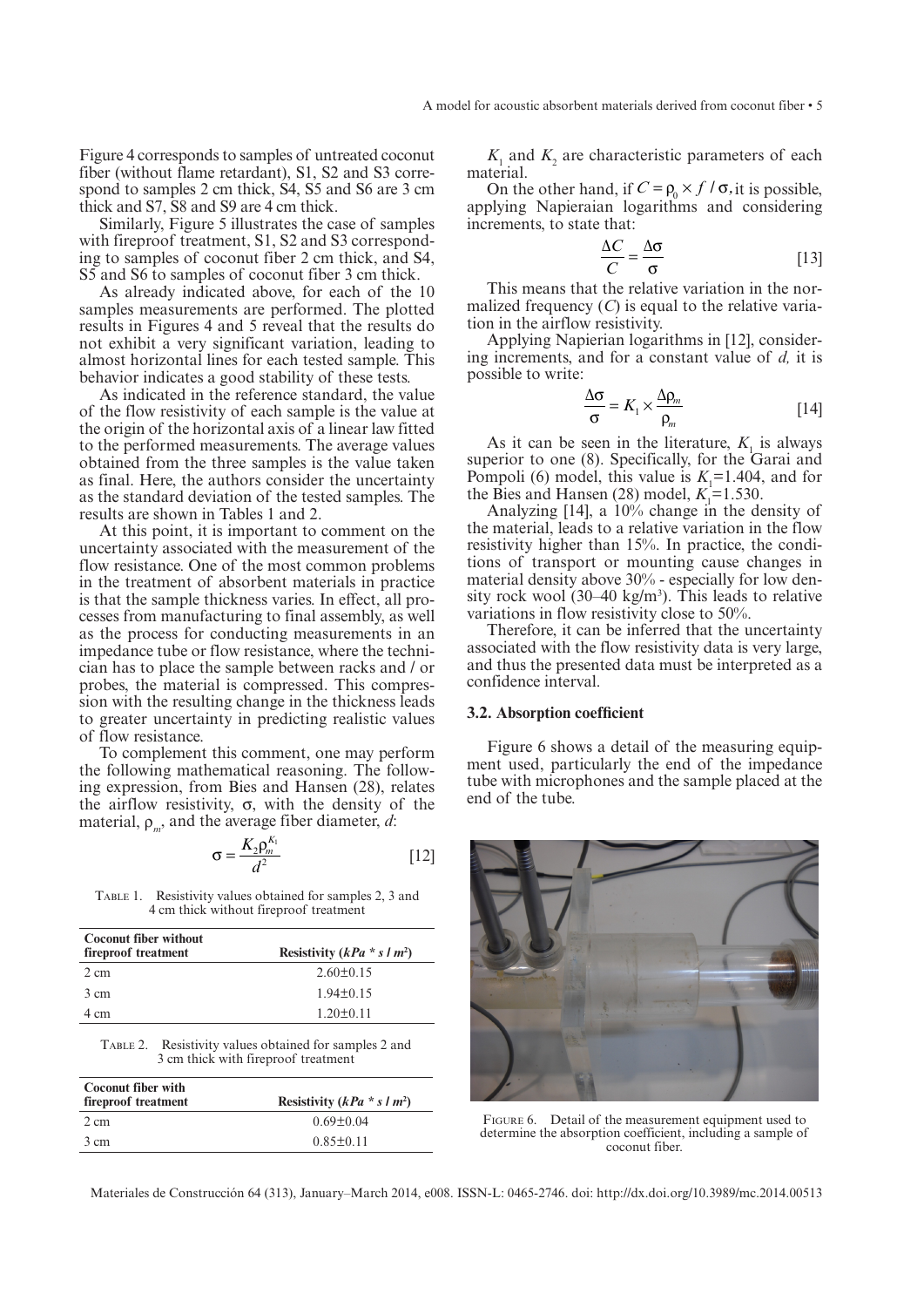Figure 4 corresponds to samples of untreated coconut fiber (without flame retardant), S1, S2 and S3 correspond to samples 2 cm thick, S4, S5 and S6 are 3 cm thick and S7, S8 and S9 are 4 cm thick.

Similarly, Figure 5 illustrates the case of samples with fireproof treatment, S1, S2 and S3 corresponding to samples of coconut fiber 2 cm thick, and S4, S5 and S6 to samples of coconut fiber 3 cm thick.

As already indicated above, for each of the 10 samples measurements are performed. The plotted results in Figures 4 and 5 reveal that the results do not exhibit a very significant variation, leading to almost horizontal lines for each tested sample. This behavior indicates a good stability of these tests.

As indicated in the reference standard, the value of the flow resistivity of each sample is the value at the origin of the horizontal axis of a linear law fitted to the performed measurements. The average values obtained from the three samples is the value taken as final. Here, the authors consider the uncertainty as the standard deviation of the tested samples. The results are shown in Tables 1 and 2.

At this point, it is important to comment on the uncertainty associated with the measurement of the flow resistance. One of the most common problems in the treatment of absorbent materials in practice is that the sample thickness varies. In effect, all processes from manufacturing to final assembly, as well as the process for conducting measurements in an impedance tube or flow resistance, where the technician has to place the sample between racks and / or probes, the material is compressed. This compression with the resulting change in the thickness leads to greater uncertainty in predicting realistic values of flow resistance.

To complement this comment, one may perform the following mathematical reasoning. The following expression, from Bies and Hansen (28), relates the airflow resistivity, $\sigma$, with the density of the material, $\rho_m$, and the average fiber diameter, $d$:

$$\sigma = \frac{K_2 \rho_m^{K_1}}{d^2} \qquad [12]$$

Table 1. Resistivity values obtained for samples 2, 3 and 4 cm thick without fireproof treatment

| Coconut fiber without fireproof treatment | Resistivity ($kPa * s / m^2$) |
|---|---|
| 2 cm | 2.60±0.15 |
| 3 cm | 1.94±0.15 |
| 4 cm | 1.20±0.11 |

Table 2. Resistivity values obtained for samples 2 and 3 cm thick with fireproof treatment

| Coconut fiber with fireproof treatment | Resistivity ($kPa * s / m^2$) |
|---|---|
| 2 cm | 0.69±0.04 |
| 3 cm | 0.85±0.11 |

$K_1$ and $K_2$ are characteristic parameters of each material.

On the other hand, if $C = \rho_0 \times f / \sigma$, it is possible, applying Napieraian logarithms and considering increments, to state that:

$$\frac{\Delta C}{C} = \frac{\Delta \sigma}{\sigma} \qquad [13]$$

This means that the relative variation in the normalized frequency ($C$) is equal to the relative variation in the airflow resistivity.

Applying Napierian logarithms in [12], considering increments, and for a constant value of $d$, it is possible to write:

$$\frac{\Delta \sigma}{\sigma} = K_1 \times \frac{\Delta \rho_m}{\rho_m} \qquad [14]$$

As it can be seen in the literature, $K_1$ is always superior to one (8). Specifically, for the Garai and Pompoli (6) model, this value is $K_1$=1.404, and for the Bies and Hansen (28) model, $K_1$=1.530.

Analyzing [14], a 10% change in the density of the material, leads to a relative variation in the flow resistivity higher than 15%. In practice, the conditions of transport or mounting cause changes in material density above 30% - especially for low density rock wool (30–40 kg/m³). This leads to relative variations in flow resistivity close to 50%.

Therefore, it can be inferred that the uncertainty associated with the flow resistivity data is very large, and thus the presented data must be interpreted as a confidence interval.

### 3.2. Absorption coefficient

Figure 6 shows a detail of the measuring equipment used, particularly the end of the impedance tube with microphones and the sample placed at the end of the tube.

Figure 6. Detail of the measurement equipment used to determine the absorption coefficient, including a sample of coconut fiber.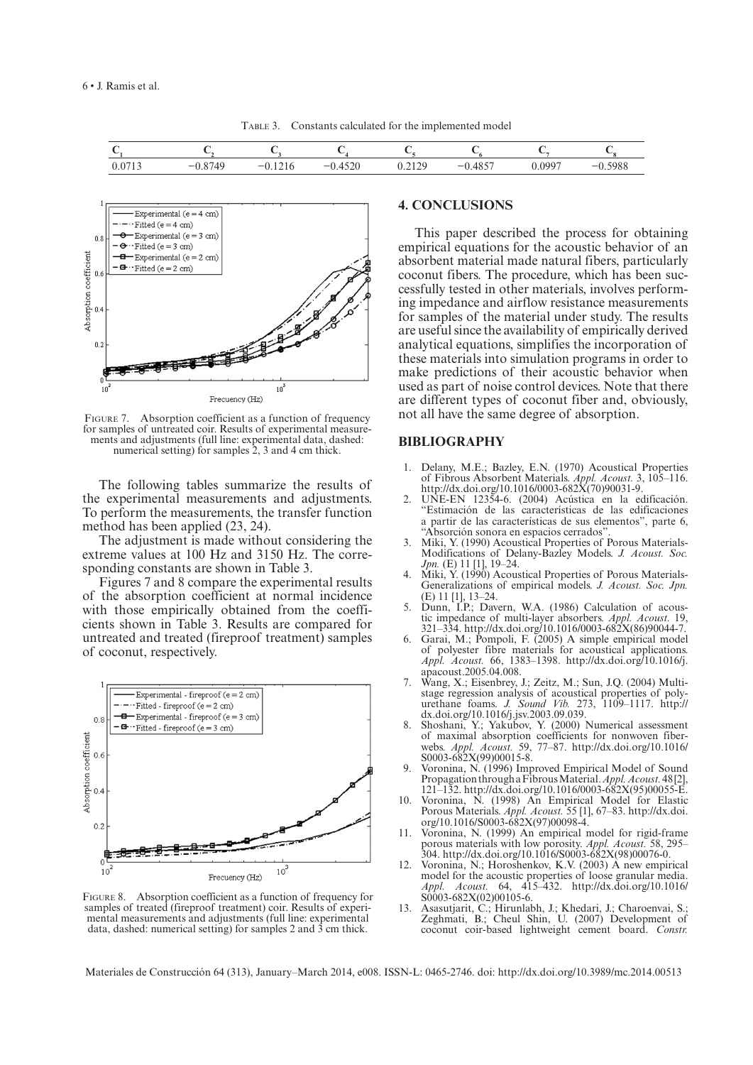Table 3. Constants calculated for the implemented model

| $C_1$ | $C_2$ | $C_3$ | $C_4$ | $C_5$ | $C_6$ | $C_7$ | $C_8$ |
|---|---|---|---|---|---|---|---|
| 0.0713 | −0.8749 | −0.1216 | −0.4520 | 0.2129 | −0.4857 | 0.0997 | −0.5988 |

Figure 7. Absorption coefficient as a function of frequency for samples of untreated coir. Results of experimental measurements and adjustments (full line: experimental data, dashed: numerical setting) for samples 2, 3 and 4 cm thick.

The following tables summarize the results of the experimental measurements and adjustments. To perform the measurements, the transfer function method has been applied (23, 24).

The adjustment is made without considering the extreme values at 100 Hz and 3150 Hz. The corresponding constants are shown in Table 3.

Figures 7 and 8 compare the experimental results of the absorption coefficient at normal incidence with those empirically obtained from the coefficients shown in Table 3. Results are compared for untreated and treated (fireproof treatment) samples of coconut, respectively.

Figure 8. Absorption coefficient as a function of frequency for samples of treated (fireproof treatment) coir. Results of experimental measurements and adjustments (full line: experimental data, dashed: numerical setting) for samples 2 and 3 cm thick.

## 4. CONCLUSIONS

This paper described the process for obtaining empirical equations for the acoustic behavior of an absorbent material made natural fibers, particularly coconut fibers. The procedure, which has been successfully tested in other materials, involves performing impedance and airflow resistance measurements for samples of the material under study. The results are useful since the availability of empirically derived analytical equations, simplifies the incorporation of these materials into simulation programs in order to make predictions of their acoustic behavior when used as part of noise control devices. Note that there are different types of coconut fiber and, obviously, not all have the same degree of absorption.

## BIBLIOGRAPHY

1. Delany, M.E.; Bazley, E.N. (1970) Acoustical Properties of Fibrous Absorbent Materials. *Appl. Acoust.* 3, 105–116. http://dx.doi.org/10.1016/0003-682X(70)90031-9.
2. UNE-EN 12354-6. (2004) Acústica en la edificación. "Estimación de las características de las edificaciones a partir de las características de sus elementos", parte 6, "Absorción sonora en espacios cerrados".
3. Miki, Y. (1990) Acoustical Properties of Porous Materials-Modifications of Delany-Bazley Models. *J. Acoust. Soc. Jpn.* (E) 11 [1], 19–24.
4. Miki, Y. (1990) Acoustical Properties of Porous Materials-Generalizations of empirical models. *J. Acoust. Soc. Jpn.* (E) 11 [1], 13–24.
5. Dunn, I.P.; Davern, W.A. (1986) Calculation of acoustic impedance of multi-layer absorbers. *Appl. Acoust.* 19, 321–334. http://dx.doi.org/10.1016/0003-682X(86)90044-7.
6. Garai, M.; Pompoli, F. (2005) A simple empirical model of polyester fibre materials for acoustical applications. *Appl. Acoust.* 66, 1383–1398. http://dx.doi.org/10.1016/j.apacoust.2005.04.008.
7. Wang, X.; Eisenbrey, J.; Zeitz, M.; Sun, J.Q. (2004) Multi-stage regression analysis of acoustical properties of polyurethane foams. *J. Sound Vib.* 273, 1109–1117. http://dx.doi.org/10.1016/j.jsv.2003.09.039.
8. Shoshani, Y.; Yakubov, Y. (2000) Numerical assessment of maximal absorption coefficients for nonwoven fiberwebs. *Appl. Acoust.* 59, 77–87. http://dx.doi.org/10.1016/S0003-682X(99)00015-8.
9. Voronina, N. (1996) Improved Empirical Model of Sound Propagation through a Fibrous Material. *Appl. Acoust.* 48 [2], 121–132. http://dx.doi.org/10.1016/0003-682X(95)00055-E.
10. Voronina, N. (1998) An Empirical Model for Elastic Porous Materials. *Appl. Acoust.* 55 [1], 67–83. http://dx.doi.org/10.1016/S0003-682X(97)00098-4.
11. Voronina, N. (1999) An empirical model for rigid-frame porous materials with low porosity. *Appl. Acoust.* 58, 295–304. http://dx.doi.org/10.1016/S0003-682X(98)00076-0.
12. Voronina, N.; Horoshenkov, K.V. (2003) A new empirical model for the acoustic properties of loose granular media. *Appl. Acoust.* 64, 415–432. http://dx.doi.org/10.1016/S0003-682X(02)00105-6.
13. Asasutjarit, C.; Hirunlabh, J.; Khedari, J.; Charoenvai, S.; Zeghmati, B.; Cheul Shin, U. (2007) Development of coconut coir-based lightweight cement board. *Constr.*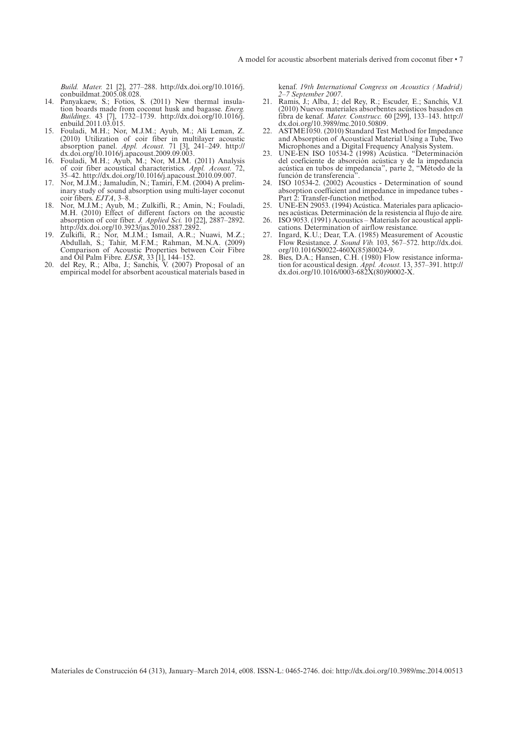*Build. Mater.* 21 [2], 277–288. http://dx.doi.org/10.1016/j.conbuildmat.2005.08.028.

14. Panyakaew, S.; Fotios, S. (2011) New thermal insulation boards made from coconut husk and bagasse. *Energ. Buildings*. 43 [7], 1732–1739. http://dx.doi.org/10.1016/j.enbuild.2011.03.015.
15. Fouladi, M.H.; Nor, M.J.M.; Ayub, M.; Ali Leman, Z. (2010) Utilization of coir fiber in multilayer acoustic absorption panel. *Appl. Acoust.* 71 [3], 241–249. http://dx.doi.org/10.1016/j.apacoust.2009.09.003.
16. Fouladi, M.H.; Ayub, M.; Nor, M.J.M. (2011) Analysis of coir fiber acoustical characteristics. *Appl. Acoust.* 72, 35–42. http://dx.doi.org/10.1016/j.apacoust.2010.09.007.
17. Nor, M.J.M.; Jamaludin, N.; Tamiri, F.M. (2004) A preliminary study of sound absorption using multi-layer coconut coir fibers. *EJTA*, 3–8.
18. Nor, M.J.M.; Ayub, M.; Zulkifli, R.; Amin, N.; Fouladi, M.H. (2010) Effect of different factors on the acoustic absorption of coir fiber. *J. Applied Sci.* 10 [22], 2887–2892. http://dx.doi.org/10.3923/jas.2010.2887.2892.
19. Zulkifli, R.; Nor, M.J.M.; Ismail, A.R.; Nuawi, M.Z.; Abdullah, S.; Tahir, M.F.M.; Rahman, M.N.A. (2009) Comparison of Acoustic Properties between Coir Fibre and Oil Palm Fibre. *EJSR*, 33 [1], 144–152.
20. del Rey, R.; Alba, J.; Sanchís, V. (2007) Proposal of an empirical model for absorbent acoustical materials based in kenaf. *19th International Congress on Acoustics (Madrid) 2–7 September 2007*.
21. Ramis, J.; Alba, J.; del Rey, R.; Escuder, E.; Sanchís, V.J. (2010) Nuevos materiales absorbentes acústicos basados en fibra de kenaf. *Mater. Construcc.* 60 [299], 133–143. http://dx.doi.org/10.3989/mc.2010.50809.
22. ASTME1050. (2010) Standard Test Method for Impedance and Absorption of Acoustical Material Using a Tube, Two Microphones and a Digital Frequency Analysis System.
23. UNE-EN ISO 10534-2 (1998) Acústica. "Determinación del coeficiente de absorción acústica y de la impedancia acústica en tubos de impedancia", parte 2, "Método de la función de transferencia".
24. ISO 10534-2. (2002) Acoustics - Determination of sound absorption coefficient and impedance in impedance tubes - Part 2: Transfer-function method.
25. UNE-EN 29053. (1994) Acústica. Materiales para aplicaciones acústicas. Determinación de la resistencia al flujo de aire.
26. ISO 9053. (1991) Acoustics – Materials for acoustical applications. Determination of airflow resistance.
27. Ingard, K.U.; Dear, T.A. (1985) Measurement of Acoustic Flow Resistance. *J. Sound Vib.* 103, 567–572. http://dx.doi.org/10.1016/S0022-460X(85)80024-9.
28. Bies, D.A.; Hansen, C.H. (1980) Flow resistance information for acoustical design. *Appl. Acoust.* 13, 357–391. http://dx.doi.org/10.1016/0003-682X(80)90002-X.